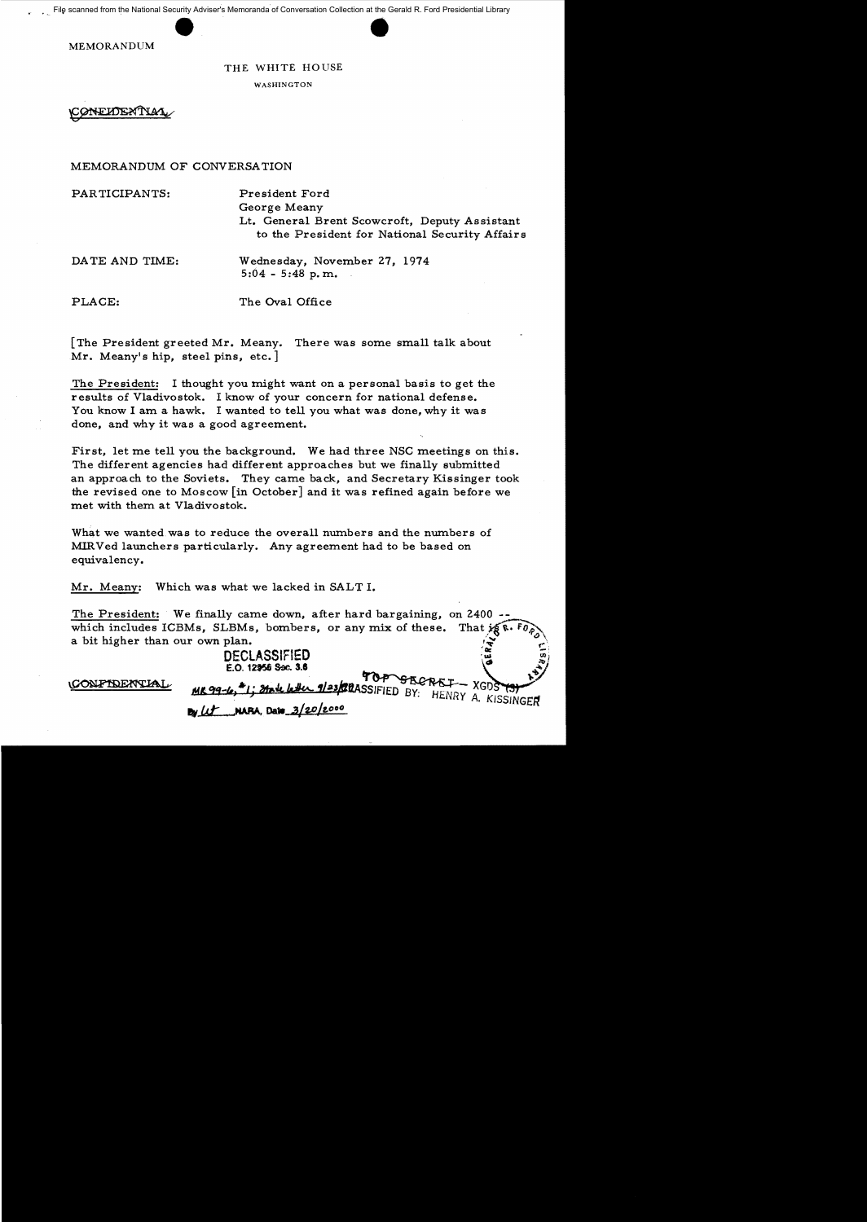File scanned from the National Security Adviser's Memoranda of Conversation Collection at the Gerald R. Ford Presidential Library

MEMORANDUM

THE WHITE HOUSE

WASHINGTON

CONFIDENTIAL

MEMORANDUM OF CONVERSATION

PARTICIPANTS: President Ford
George Meany
Lt. General Brent Scowcroft, Deputy Assistant to the President for National Security Affairs

DATE AND TIME: Wednesday, November 27, 1974
5:04 - 5:48 p.m.

PLACE: The Oval Office

[The President greeted Mr. Meany. There was some small talk about Mr. Meany's hip, steel pins, etc.]

The President: I thought you might want on a personal basis to get the results of Vladivostok. I know of your concern for national defense. You know I am a hawk. I wanted to tell you what was done, why it was done, and why it was a good agreement.

First, let me tell you the background. We had three NSC meetings on this. The different agencies had different approaches but we finally submitted an approach to the Soviets. They came back, and Secretary Kissinger took the revised one to Moscow [in October] and it was refined again before we met with them at Vladivostok.

What we wanted was to reduce the overall numbers and the numbers of MIRVed launchers particularly. Any agreement had to be based on equivalency.

Mr. Meany: Which was what we lacked in SALT I.

The President: We finally came down, after hard bargaining, on 2400 -- which includes ICBMs, SLBMs, bombers, or any mix of these. That is a bit higher than our own plan.

DECLASSIFIED
E.O. 12958 Sec. 3.6
MR 99-6, #1; State letter 9/23/99
By lit NARA, Date 3/20/2000

CONFIDENTIAL

TOP SECRET - XGDS (3)
CLASSIFIED BY: HENRY A. KISSINGER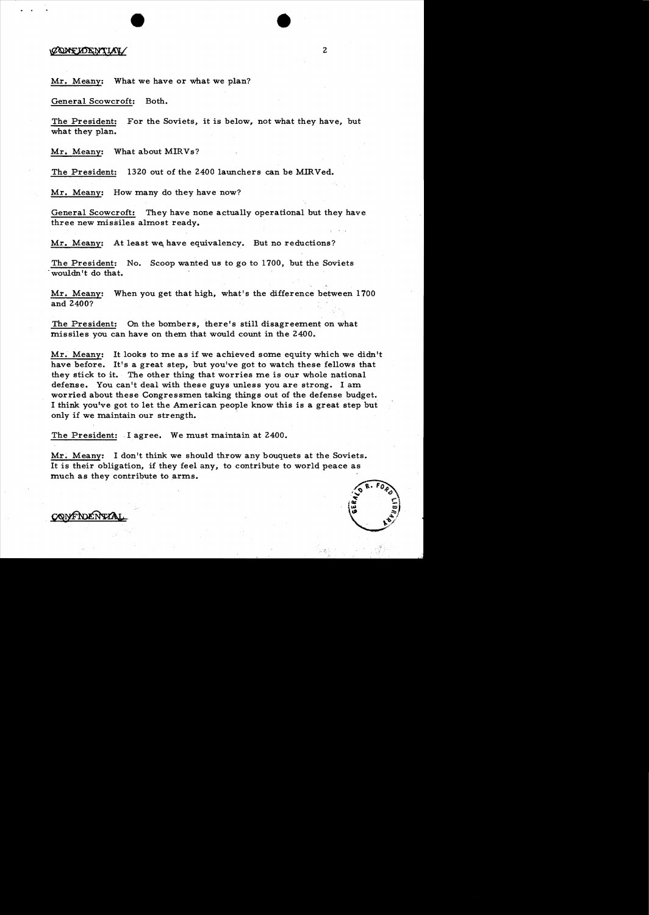CONFIDENTIAL

Mr. Meany: What we have or what we plan?

General Scowcroft: Both.

The President: For the Soviets, it is below, not what they have, but what they plan.

Mr. Meany: What about MIRVs?

The President: 1320 out of the 2400 launchers can be MIRVed.

Mr. Meany: How many do they have now?

General Scowcroft: They have none actually operational but they have three new missiles almost ready.

Mr. Meany: At least we have equivalency. But no reductions?

The President: No. Scoop wanted us to go to 1700, but the Soviets wouldn't do that.

Mr. Meany: When you get that high, what's the difference between 1700 and 2400?

The President: On the bombers, there's still disagreement on what missiles you can have on them that would count in the 2400.

Mr. Meany: It looks to me as if we achieved some equity which we didn't have before. It's a great step, but you've got to watch these fellows that they stick to it. The other thing that worries me is our whole national defense. You can't deal with these guys unless you are strong. I am worried about these Congressmen taking things out of the defense budget. I think you've got to let the American people know this is a great step but only if we maintain our strength.

The President: I agree. We must maintain at 2400.

Mr. Meany: I don't think we should throw any bouquets at the Soviets. It is their obligation, if they feel any, to contribute to world peace as much as they contribute to arms.

CONFIDENTIAL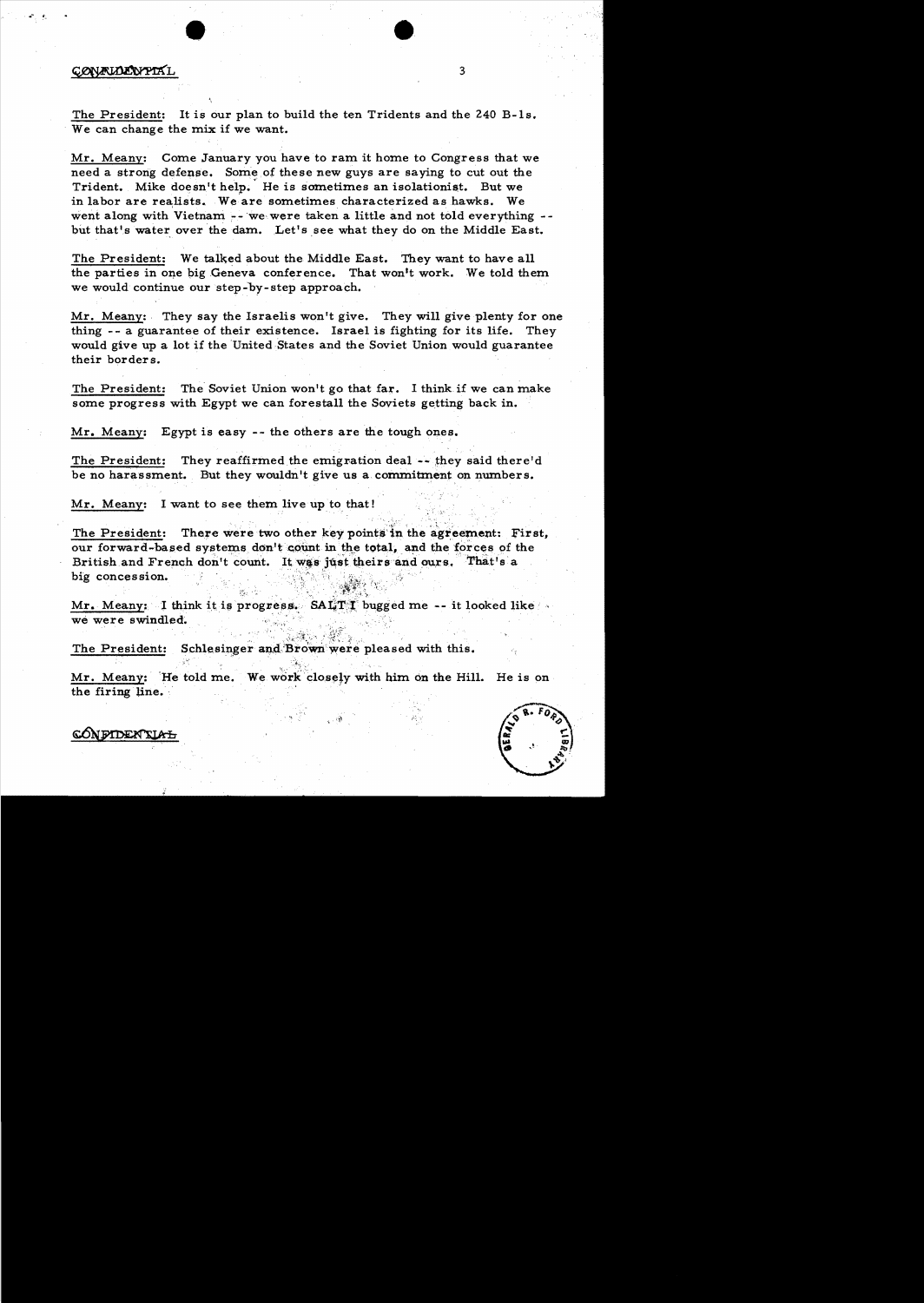CONFIDENTIAL

The President: It is our plan to build the ten Tridents and the 240 B-1s. We can change the mix if we want.

Mr. Meany: Come January you have to ram it home to Congress that we need a strong defense. Some of these new guys are saying to cut out the Trident. Mike doesn't help. He is sometimes an isolationist. But we in labor are realists. We are sometimes characterized as hawks. We went along with Vietnam -- we were taken a little and not told everything -- but that's water over the dam. Let's see what they do on the Middle East.

The President: We talked about the Middle East. They want to have all the parties in one big Geneva conference. That won't work. We told them we would continue our step-by-step approach.

Mr. Meany: They say the Israelis won't give. They will give plenty for one thing -- a guarantee of their existence. Israel is fighting for its life. They would give up a lot if the United States and the Soviet Union would guarantee their borders.

The President: The Soviet Union won't go that far. I think if we can make some progress with Egypt we can forestall the Soviets getting back in.

Mr. Meany: Egypt is easy -- the others are the tough ones.

The President: They reaffirmed the emigration deal -- they said there'd be no harassment. But they wouldn't give us a commitment on numbers.

Mr. Meany: I want to see them live up to that!

The President: There were two other key points in the agreement: First, our forward-based systems don't count in the total, and the forces of the British and French don't count. It was just theirs and ours. That's a big concession.

Mr. Meany: I think it is progress. SALT I bugged me -- it looked like we were swindled.

The President: Schlesinger and Brown were pleased with this.

Mr. Meany: He told me. We work closely with him on the Hill. He is on the firing line.

CONFIDENTIAL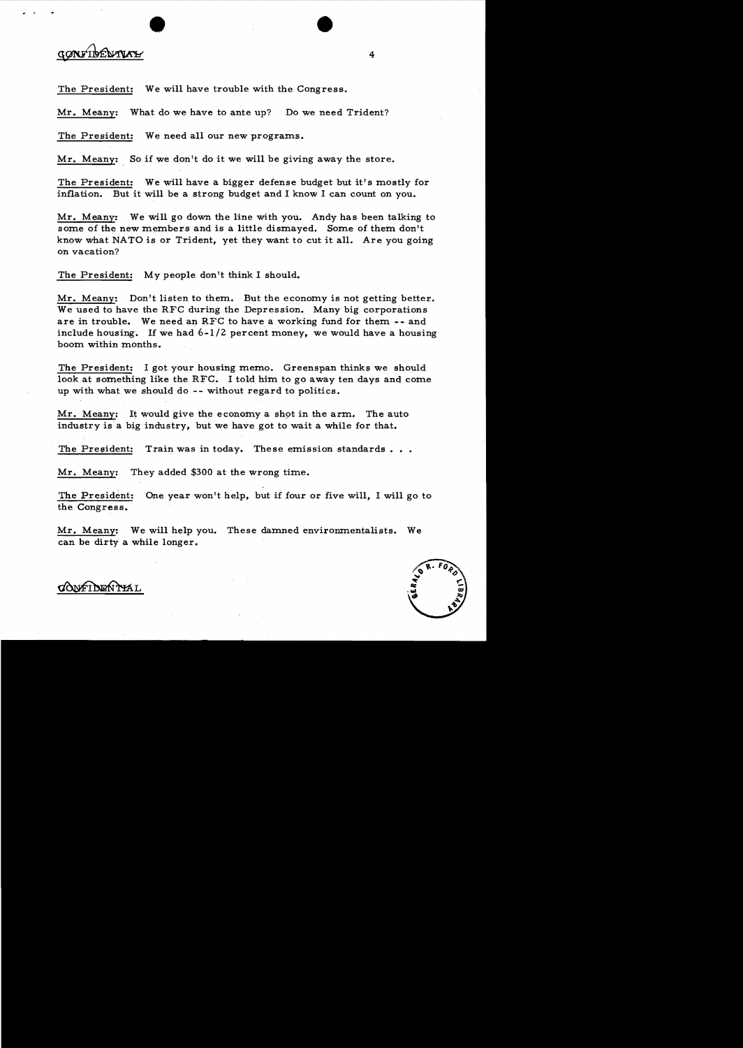CONFIDENTIAL

The President: We will have trouble with the Congress.

Mr. Meany: What do we have to ante up? Do we need Trident?

The President: We need all our new programs.

Mr. Meany: So if we don't do it we will be giving away the store.

The President: We will have a bigger defense budget but it's mostly for inflation. But it will be a strong budget and I know I can count on you.

Mr. Meany: We will go down the line with you. Andy has been talking to some of the new members and is a little dismayed. Some of them don't know what NATO is or Trident, yet they want to cut it all. Are you going on vacation?

The President: My people don't think I should.

Mr. Meany: Don't listen to them. But the economy is not getting better. We used to have the RFC during the Depression. Many big corporations are in trouble. We need an RFC to have a working fund for them -- and include housing. If we had 6-1/2 percent money, we would have a housing boom within months.

The President: I got your housing memo. Greenspan thinks we should look at something like the RFC. I told him to go away ten days and come up with what we should do -- without regard to politics.

Mr. Meany: It would give the economy a shot in the arm. The auto industry is a big industry, but we have got to wait a while for that.

The President: Train was in today. These emission standards . . .

Mr. Meany: They added $300 at the wrong time.

The President: One year won't help, but if four or five will, I will go to the Congress.

Mr. Meany: We will help you. These damned environmentalists. We can be dirty a while longer.

CONFIDENTIAL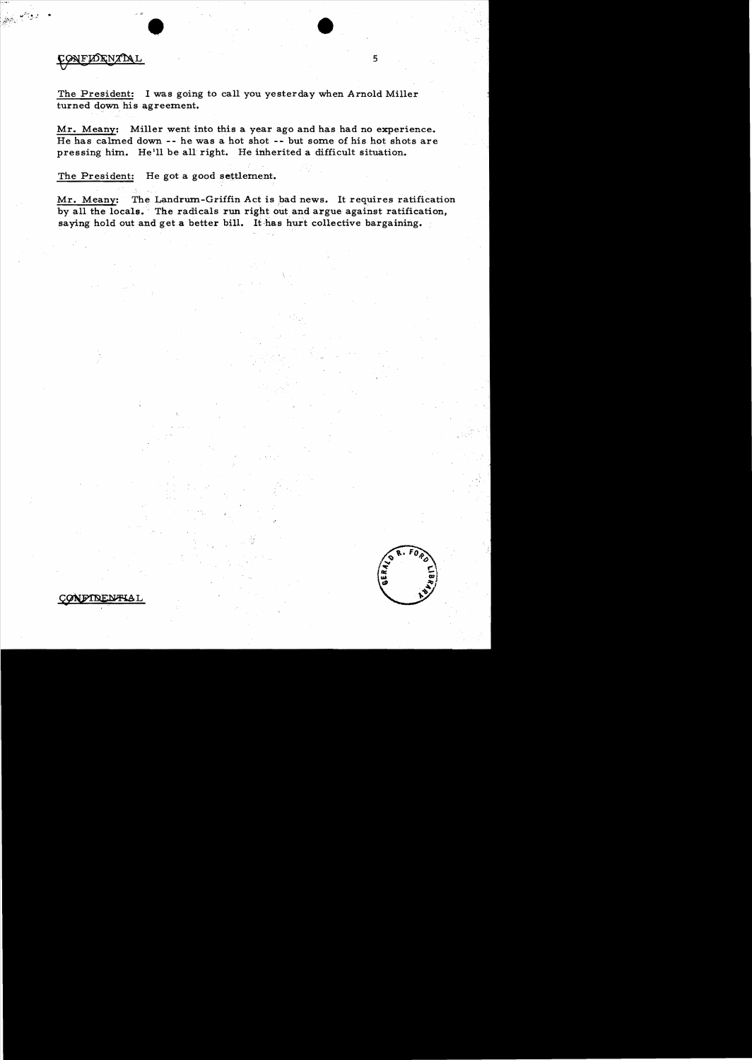The President: I was going to call you yesterday when Arnold Miller turned down his agreement.

Mr. Meany: Miller went into this a year ago and has had no experience. He has calmed down -- he was a hot shot -- but some of his hot shots are pressing him. He'll be all right. He inherited a difficult situation.

The President: He got a good settlement.

Mr. Meany: The Landrum-Griffin Act is bad news. It requires ratification by all the locals. The radicals run right out and argue against ratification, saying hold out and get a better bill. It has hurt collective bargaining.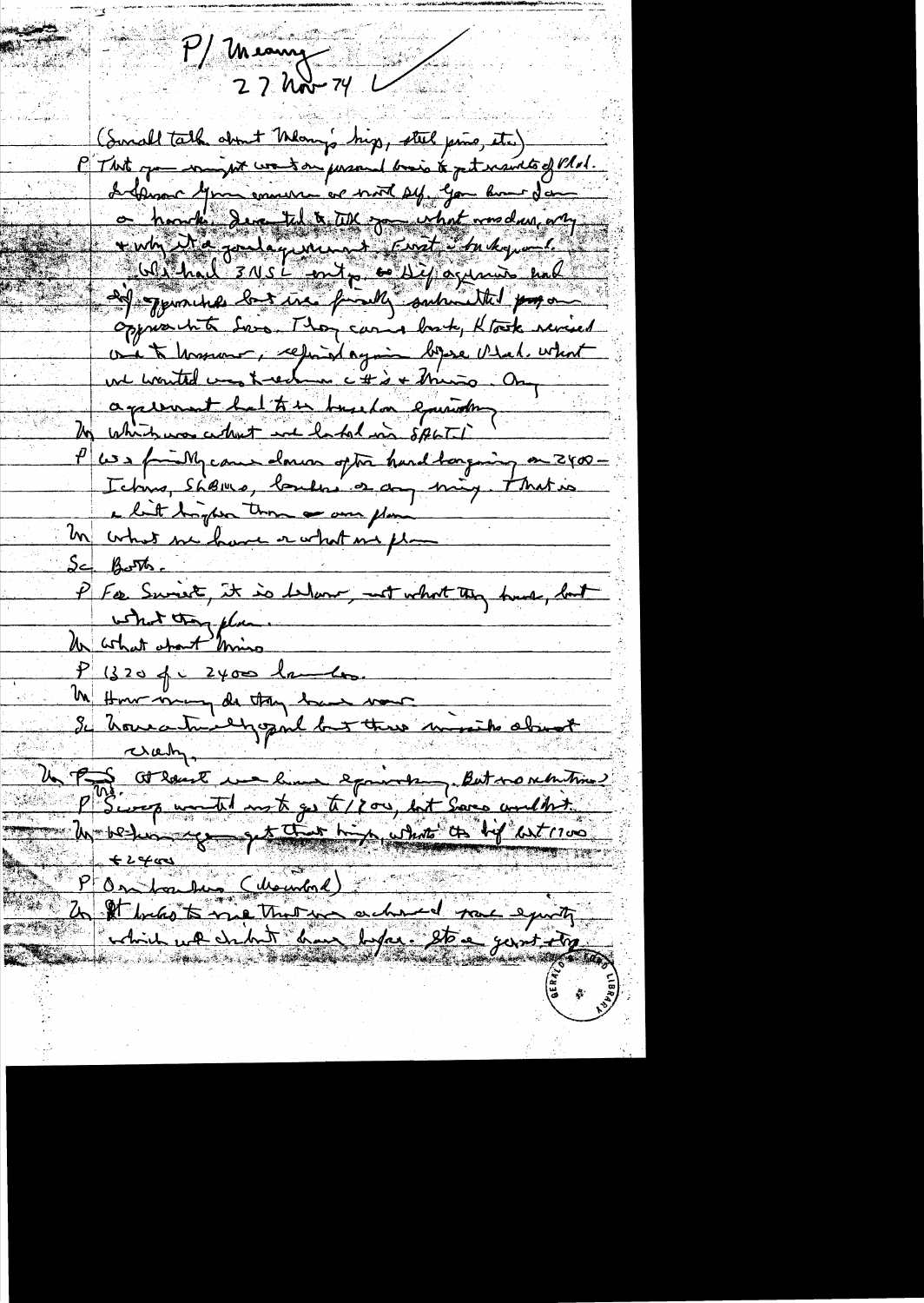P/ Mansfield

27 Nov 74

(Small talk about Mansfield's trip, steel pins, etc.)

P That you might want on personal basis to get results of Vlad. I know your concern we not sell. You know I am a hawk. I wanted to tell you what was done, why, and why it's a good agreement. First – background.

We had 3 NSC mtgs. on Vlad. Different approaches but we finally submitted proposal approach to Sov. They came back, K took revised one to Moscow, refined again before Vlad. What we wanted was to reduce #s and throw. Any agreement had to be based on equality.

M Which was what we had in SALT I.

P We finally came down after hard bargaining on 2400 – ICBMs, SLBMs, bombers or any mix. That is a bit higher than our plan

M What we have or what we plan

Sc Both.

P For Soviet, it is below, not what they have, but what they plan.

M What about MIRVs

P 1320 of 2400 launchers.

M How many do they have now

Sc Have actually tested but there is much about it.

M P At least we have equivalency. But no reduction?

P Soviets wanted us to go to 1200, but Soviets couldn't.

M Before you got that high, what's the diff between 1700 & 2400

P On bombers (discussed)

M It looks to me that we achieved some equity which we didn't have before. It's a giant step.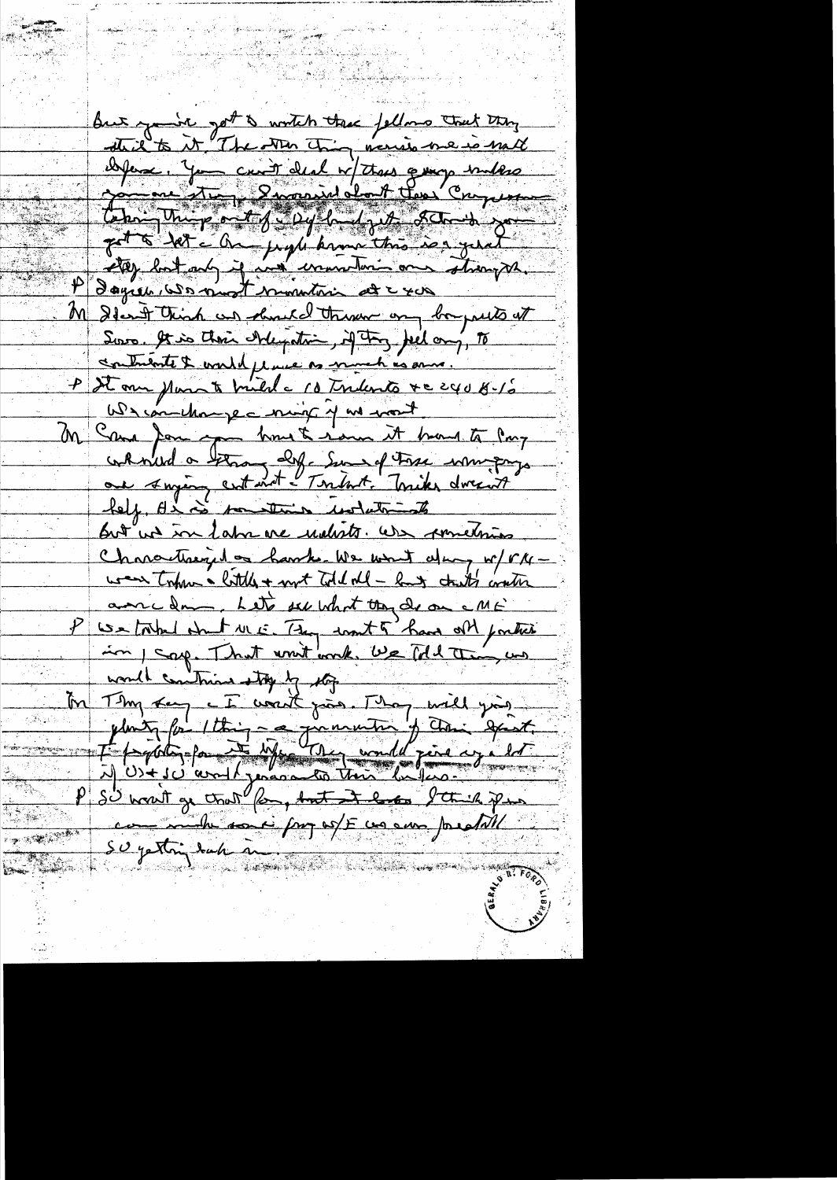But you've got to watch these fellows that they stick to it. The other thing worries me is NATO defense. You can't deal w/these guys unless you are strong. I worried about these Congressmen taking things out of Def budget. I think you got to tell the Am people know this is a good step but only if we maintain our strength.

P I agree. We must maintain it & was

M I don't think we should throw any bouquets at Soviets. It is their obligation, if they feel any, to contribute & would please as much as anyone.

P It our plan to build 10 Tridents & 240 B-1's

We can change mix if we want.

M Some for you have to run it hard to try. We need a strong def. Some of these young guys are saying cut out Trident. Trident doesn't help. He is sometimes isolationist

But we in labor are realists. We sometimes characterized as hawks. We went along w/VN — were taken a little & not told all — but that's water over dam. Let's see what they do on ME.

P We talked about ME. They want to have all parties in Geneva. That won't work. We told them we would continue step by step.

M They say I won't give. They will give plenty for 1 thing — a guarantee of their existence. If fighting for their life. They would give a lot if US & SU would guarantee their borders.

P SU won't go that far, but it looks I think if we can make some prog w/E we can forestall SU getting back in.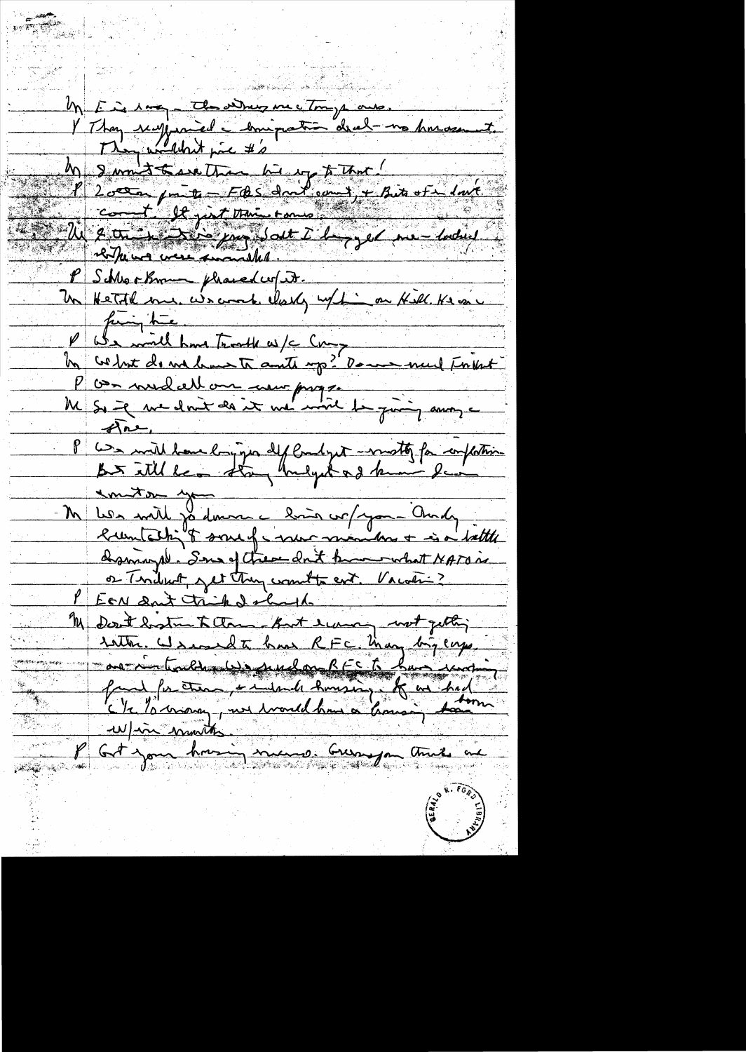M Ed is away – the others are Tony's ones.

P They supported a compromise deal – no harassment. They wouldn't pick #'s

M I want to see them hit us for that!

P 2 other points – FBS don't count, + Bits of a dart count. It just thin + ours.

M I think this is going. I'll but I begged me – but had if they were smaller.

P Schultz + Brown phrased it.

M Kettl me. Was cork closely w/him on Hill. He is a fine one.

P We will have trouble w/ Cong.

M What do we have to cut up? Do we need Trident

P We need all our new progs.

M So if we don't do it we will be going among stone.

P We will have bigger def budget – mostly for inflation. But still be a strong budget + I know I can count on you.

M Was with Jo downs a lot w/ you – Andy Clements (talking) to some of new members + is a little dismayed. Some of these don't know what NATO is or Trident, yet they want to cut. Vacation?

P EDN don't think I should.

M Don't listen to them – but economy not getting better. We want to have RFC. Many big corps are in trouble. We should use RFC to have working fund for them, + include housing. If we had C 1/2% money, we would have a housing boom w/in months.

P Get your housing memo. Guess you think we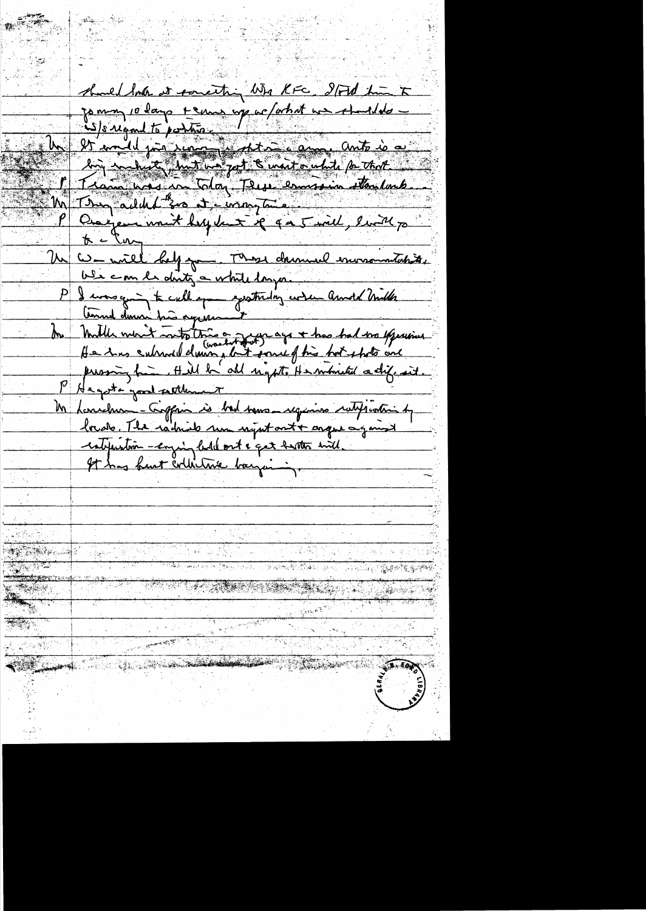should look at something with KFC. I told him to
go[?] in 10 days + come up w/what we should do —
w/s regard to politics.

M It would gain something but in a way. Auto is a
big industry but we got to want a whole for that.

P Train was in today. These emission standards.

M They added $300 to, wrong time.

P Energy won't help but if 4 or 5 will, I will go
to — [?]

M We will help you. These damned environmentalists,
We can be dirty a while longer.

P I was going to call you yesterday when Arnold Miller
turned down his agreement

M Miller went into this 2 years ago + has had no experience.
He has calmed down (was bit [?]), but some of his hot shots are
pressuring him. He'll be all right. He inherited a dif. sit.

P He got a good settlement

M Lanahan — Griffin is bad news — requires ratification by
locals. The radicals run against it + argue against
ratification — saying hold out & get better will.
It has hurt collective bargaining.